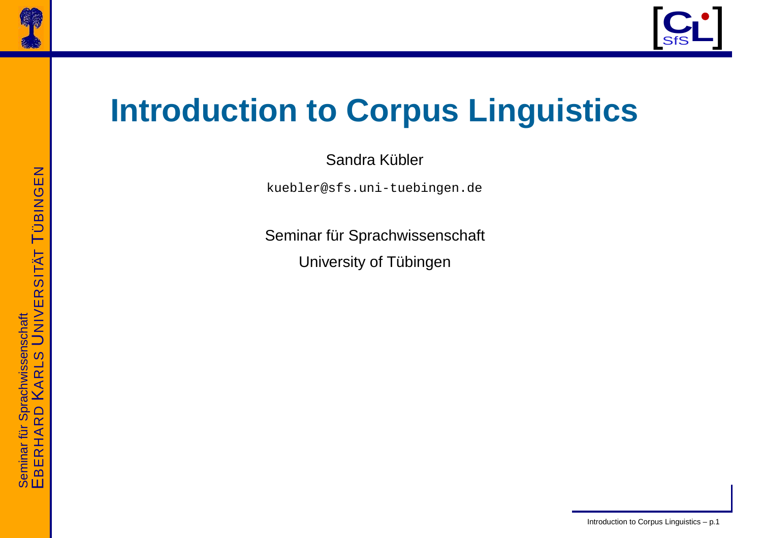# Introduction to Corpus Linguistics

Sandra Kübler

kuebler@sfs.uni-tuebingen.de

Seminar für Sprachwissenschaft

University of Tübingen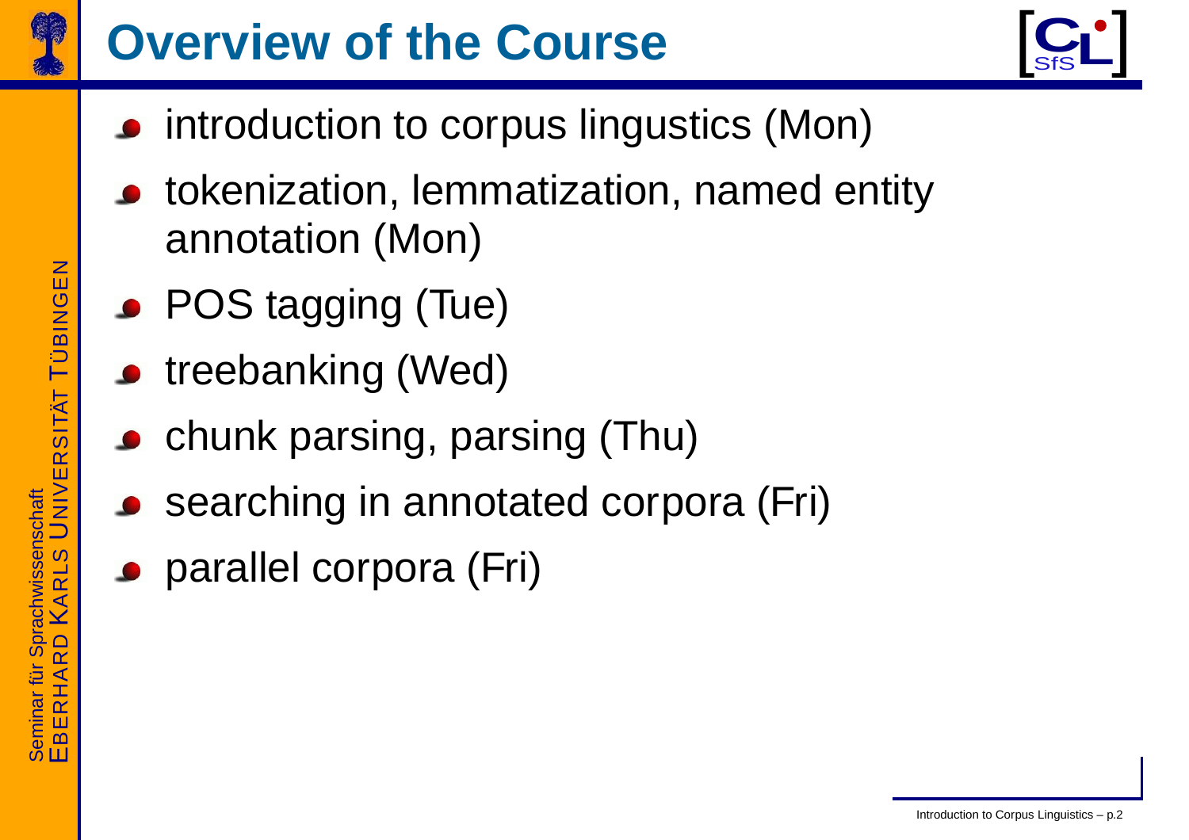# Overview of the Course

- introduction to corpus lingustics (Mon)
- tokenization, lemmatization, named entity annotation (Mon)
- POS tagging (Tue)
- treebanking (Wed)
- chunk parsing, parsing (Thu)
- searching in annotated corpora (Fri)
- parallel corpora (Fri)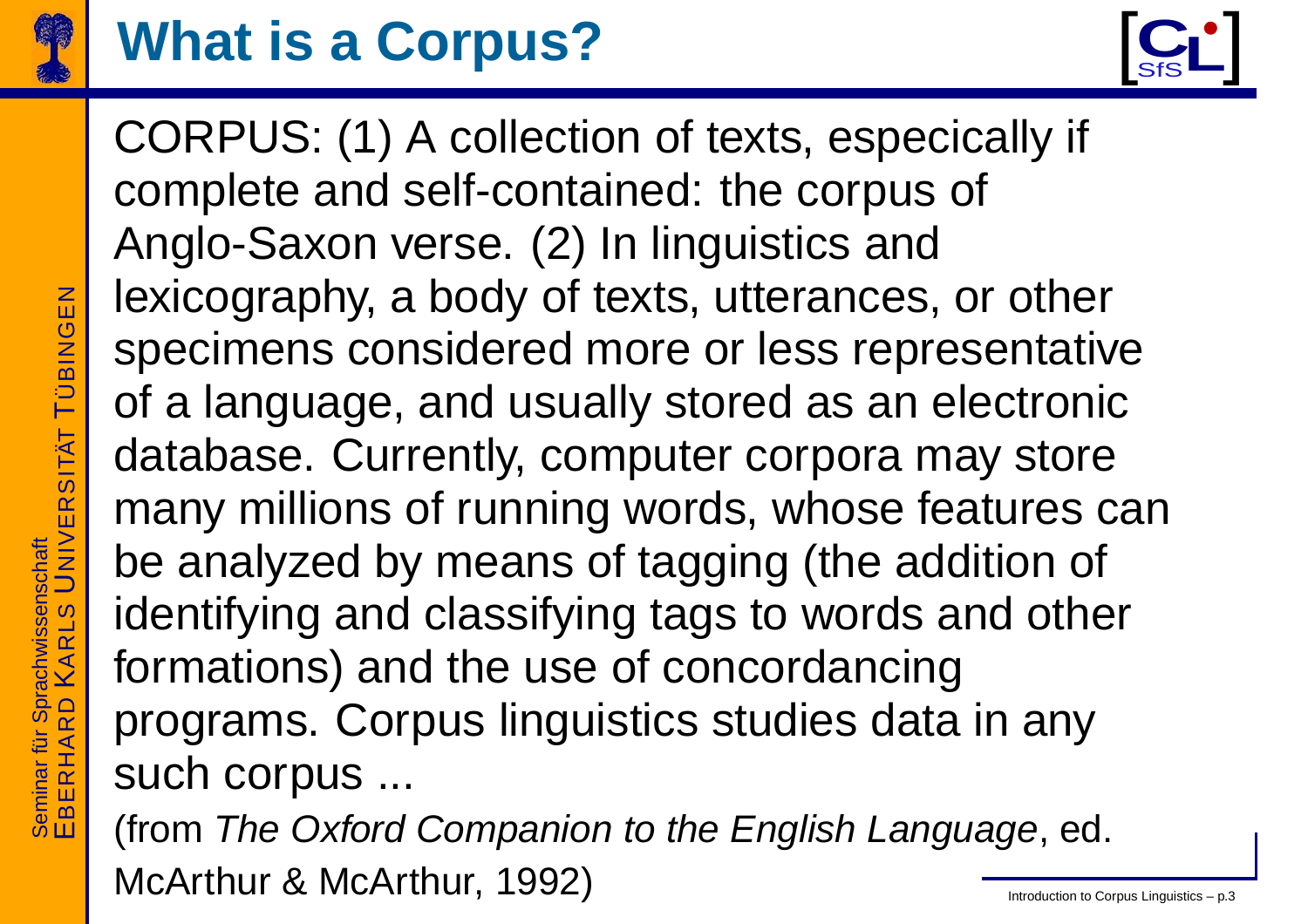# What is a Corpus?

CORPUS: (1) A collection of texts, especically if complete and self-contained: the corpus of Anglo-Saxon verse. (2) In linguistics and lexicography, a body of texts, utterances, or other specimens considered more or less representative of a language, and usually stored as an electronic database. Currently, computer corpora may store many millions of running words, whose features can be analyzed by means of tagging (the addition of identifying and classifying tags to words and other formations) and the use of concordancing programs. Corpus linguistics studies data in any such corpus ...

(from *The Oxford Companion to the English Language*, ed. McArthur & McArthur, 1992)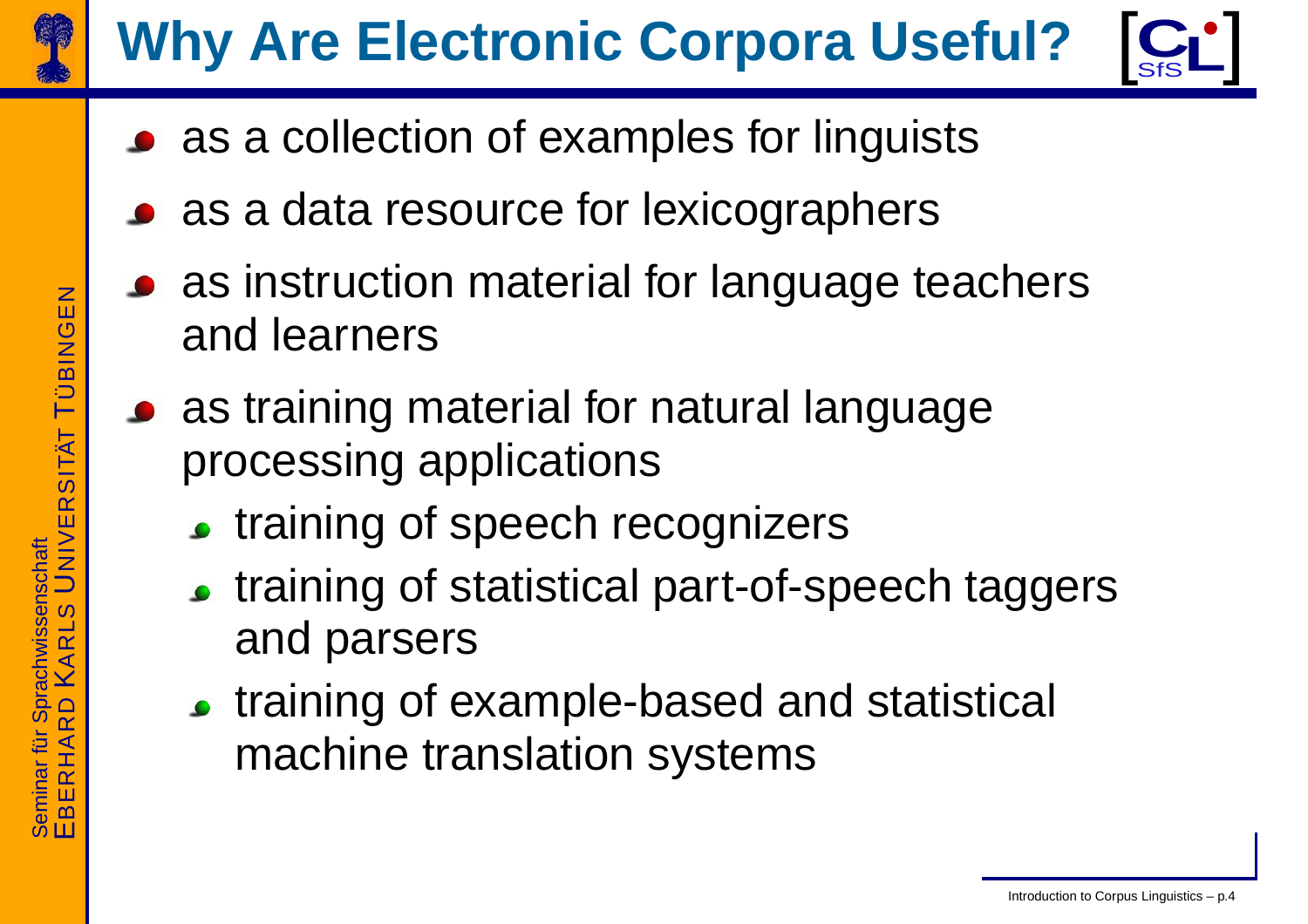# Why Are Electronic Corpora Useful?

- as a collection of examples for linguists
- as a data resource for lexicographers
- as instruction material for language teachers and learners
- as training material for natural language processing applications
  - training of speech recognizers
  - training of statistical part-of-speech taggers and parsers
  - training of example-based and statistical machine translation systems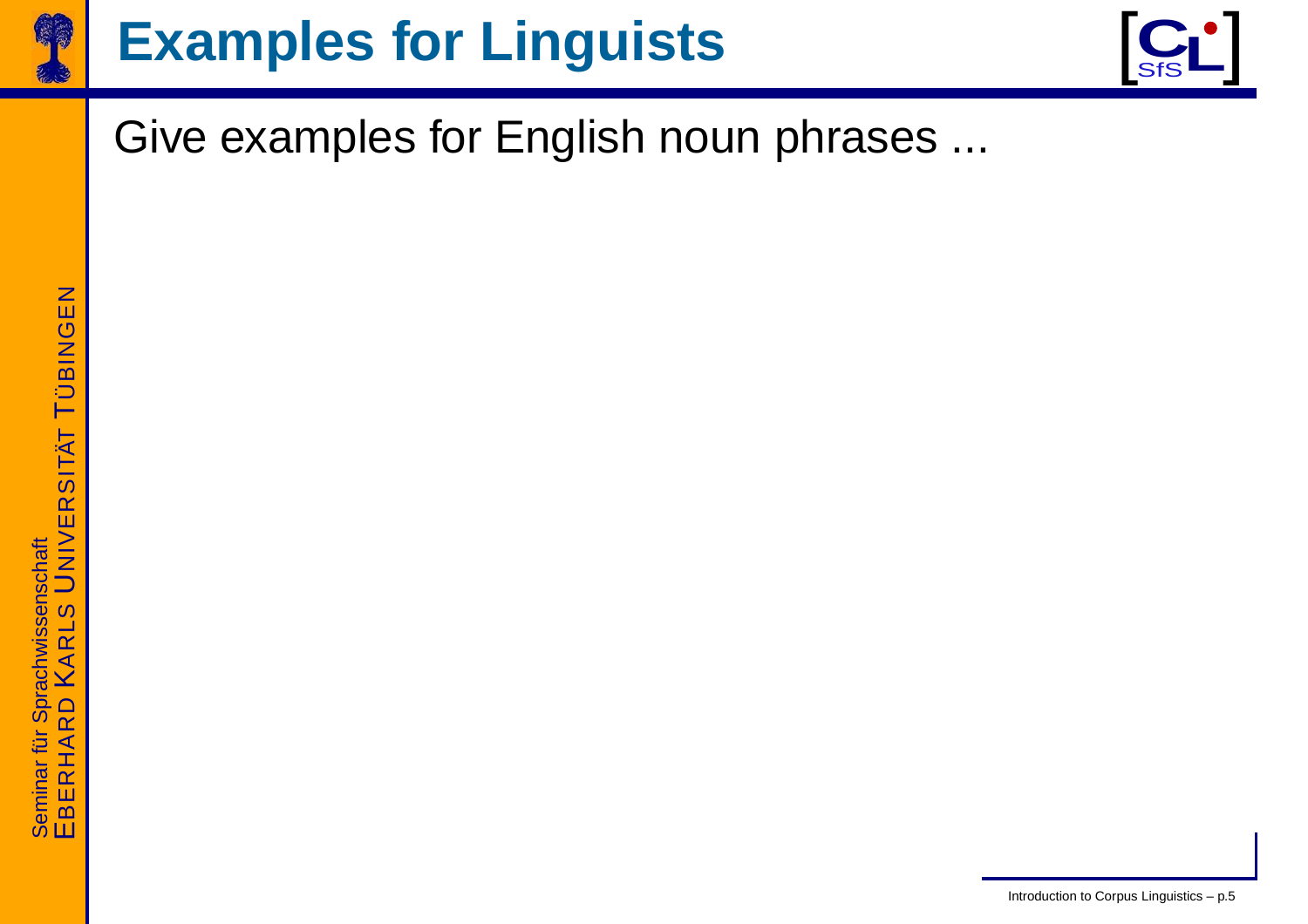# Examples for Linguists

Give examples for English noun phrases ...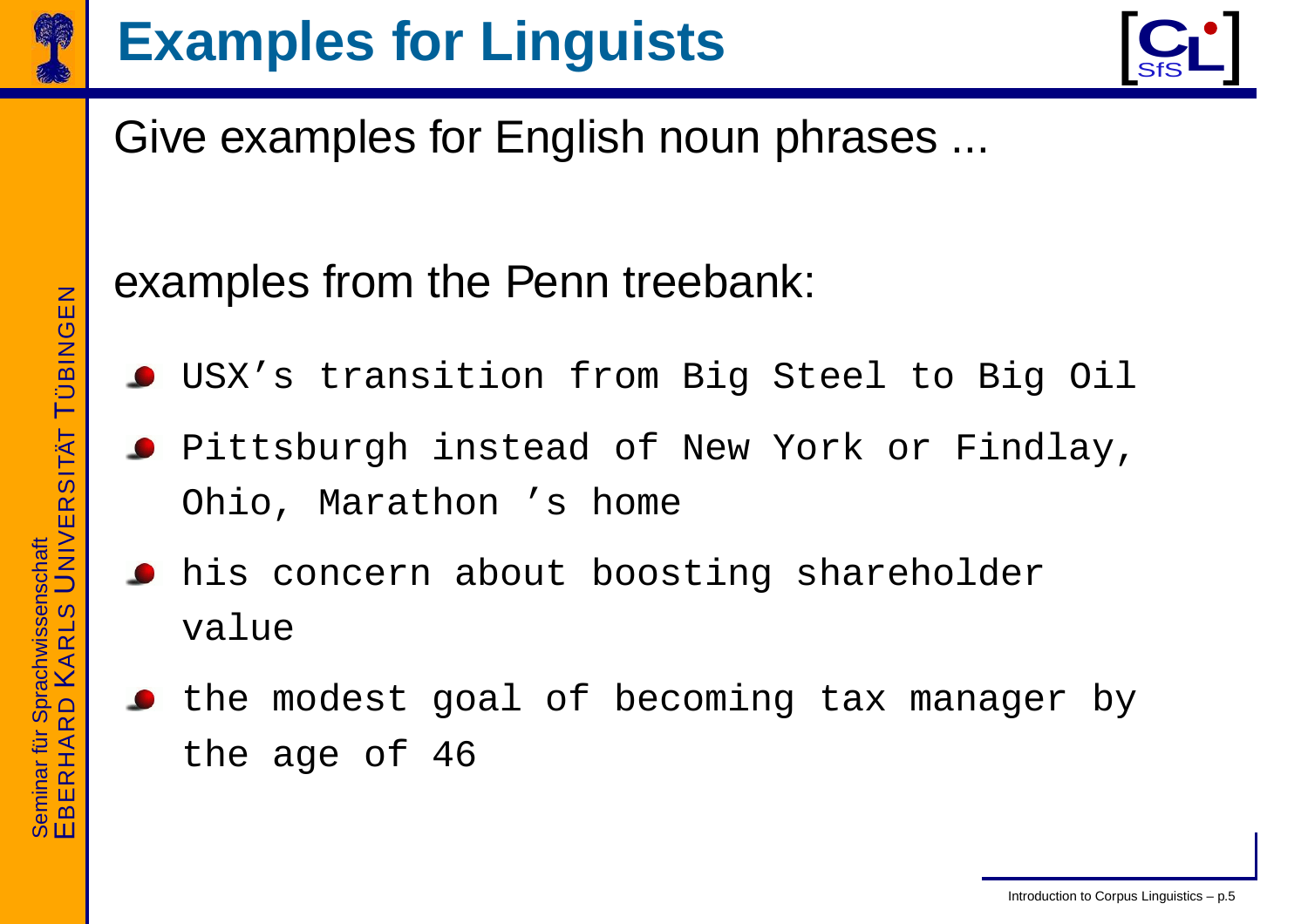# Examples for Linguists

Give examples for English noun phrases ...

examples from the Penn treebank:

- `USX’s transition from Big Steel to Big Oil`
- `Pittsburgh instead of New York or Findlay, Ohio, Marathon ’s home`
- `his concern about boosting shareholder value`
- `the modest goal of becoming tax manager by the age of 46`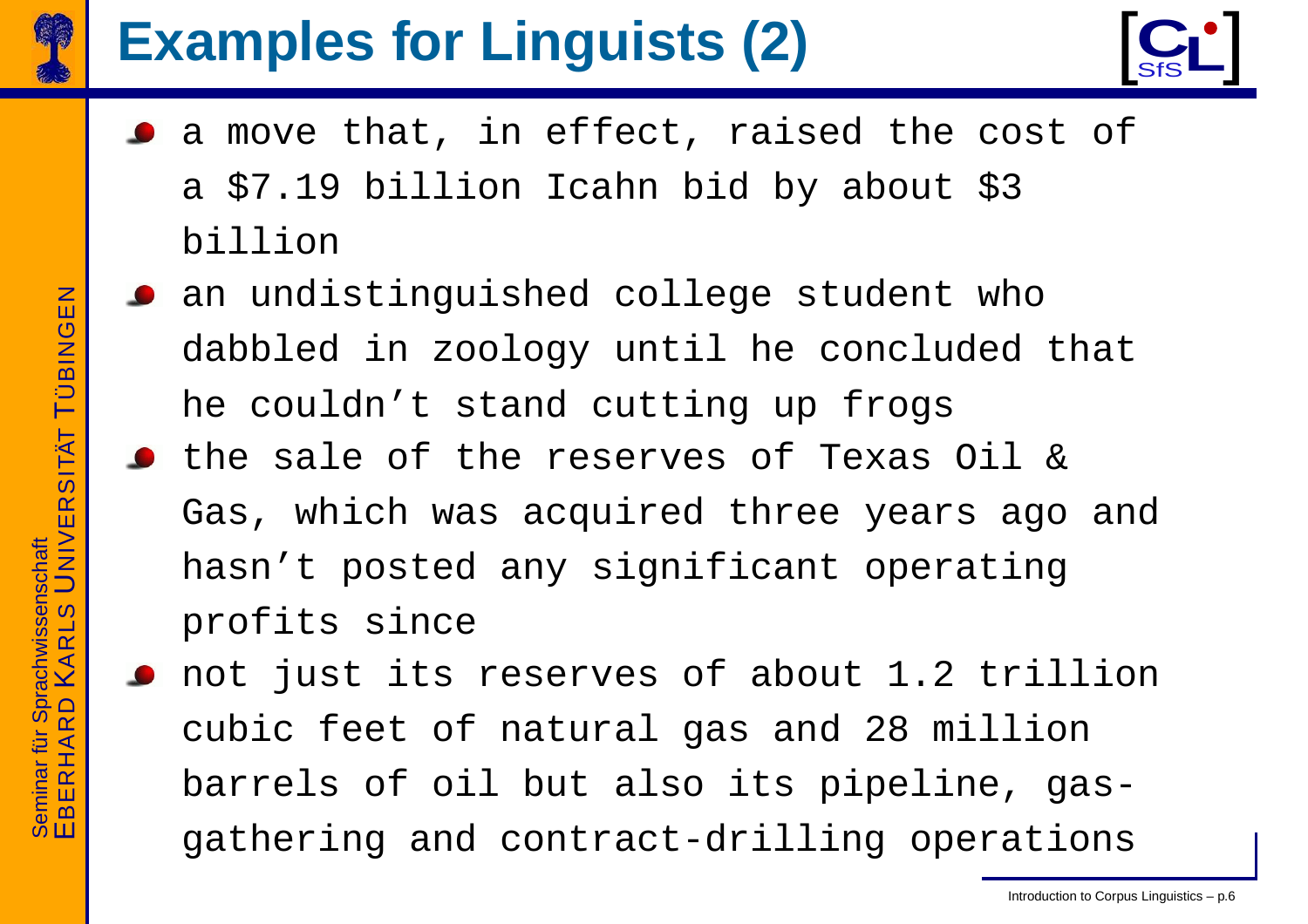# Examples for Linguists (2)

- a move that, in effect, raised the cost of a $7.19 billion Icahn bid by about $3 billion
- an undistinguished college student who dabbled in zoology until he concluded that he couldn't stand cutting up frogs
- the sale of the reserves of Texas Oil & Gas, which was acquired three years ago and hasn't posted any significant operating profits since
- not just its reserves of about 1.2 trillion cubic feet of natural gas and 28 million barrels of oil but also its pipeline, gas-gathering and contract-drilling operations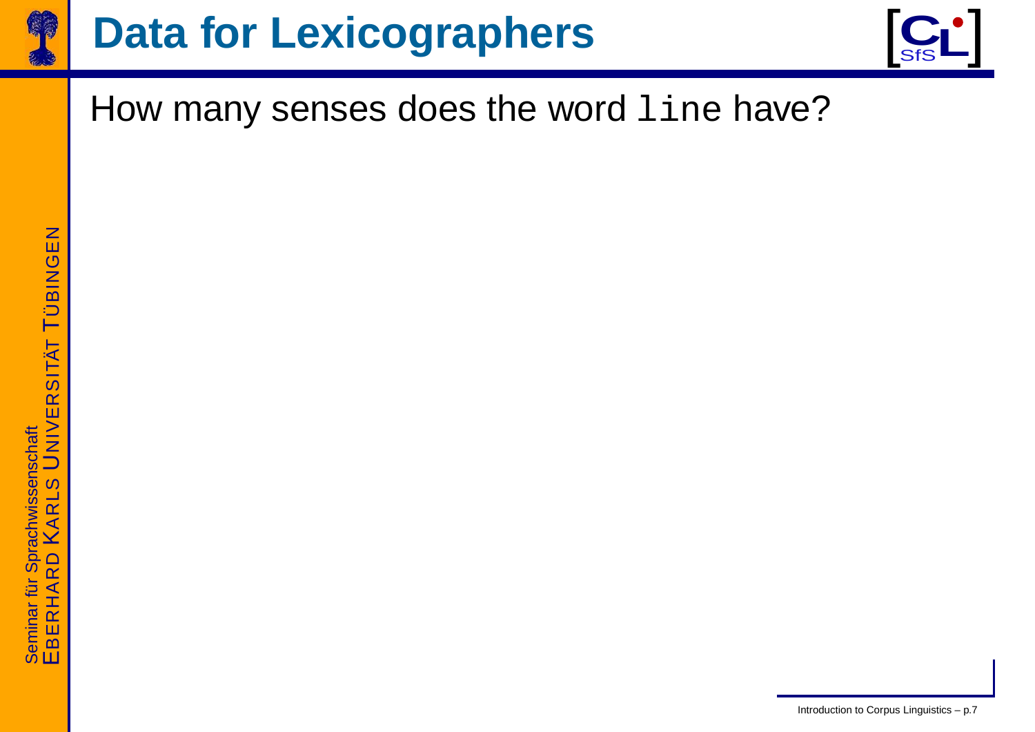# Data for Lexicographers

How many senses does the word `line` have?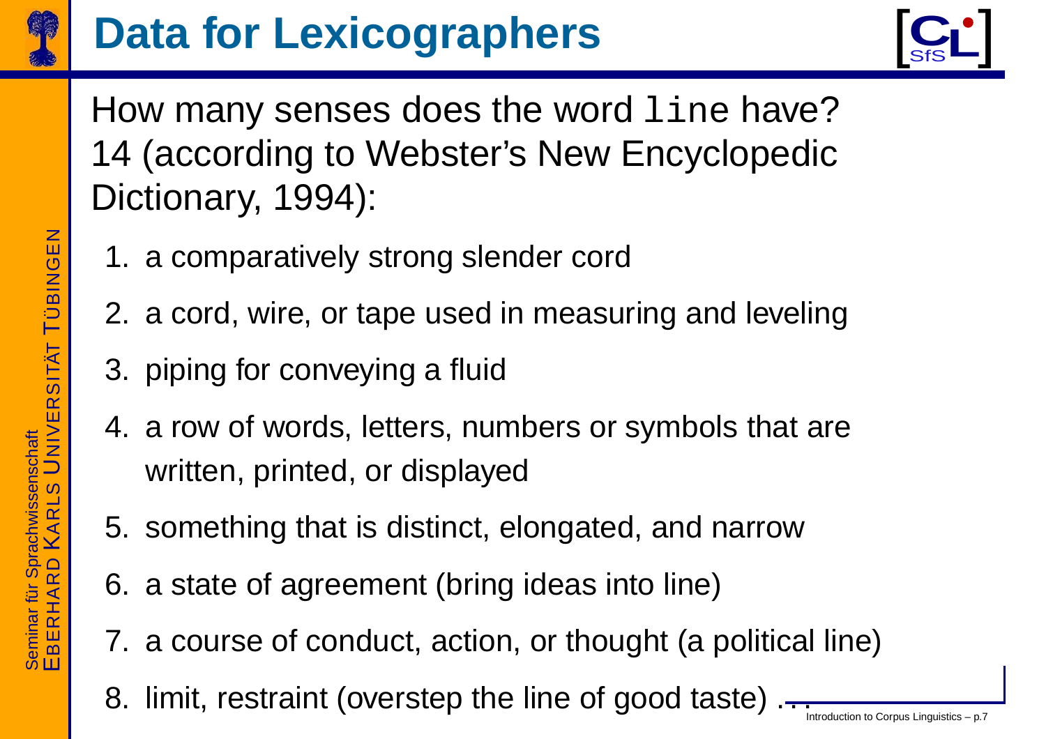# Data for Lexicographers

How many senses does the word `line` have? 14 (according to Webster's New Encyclopedic Dictionary, 1994):

1. a comparatively strong slender cord
2. a cord, wire, or tape used in measuring and leveling
3. piping for conveying a fluid
4. a row of words, letters, numbers or symbols that are written, printed, or displayed
5. something that is distinct, elongated, and narrow
6. a state of agreement (bring ideas into line)
7. a course of conduct, action, or thought (a political line)
8. limit, restraint (overstep the line of good taste) ...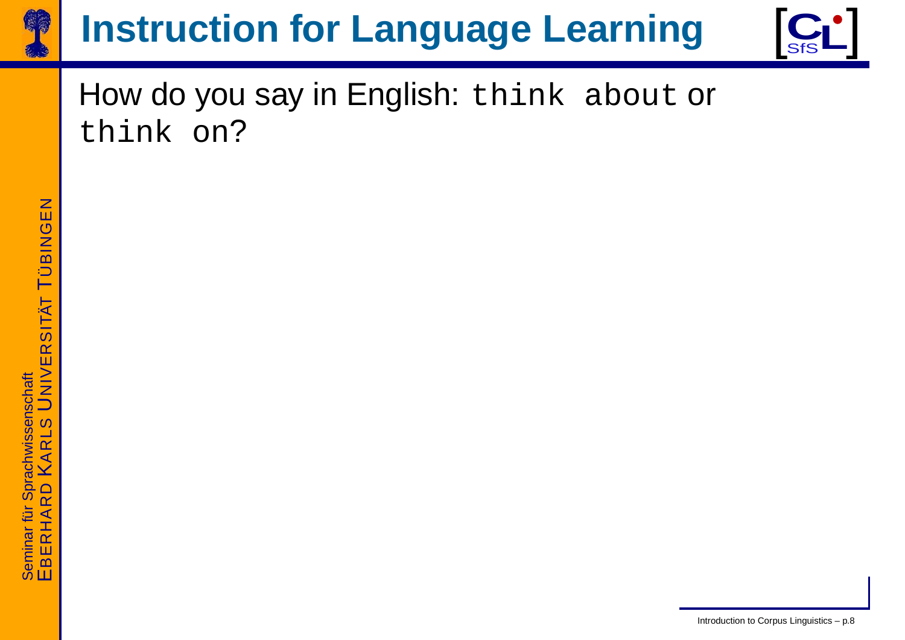# Instruction for Language Learning

How do you say in English: `think about` or `think on`?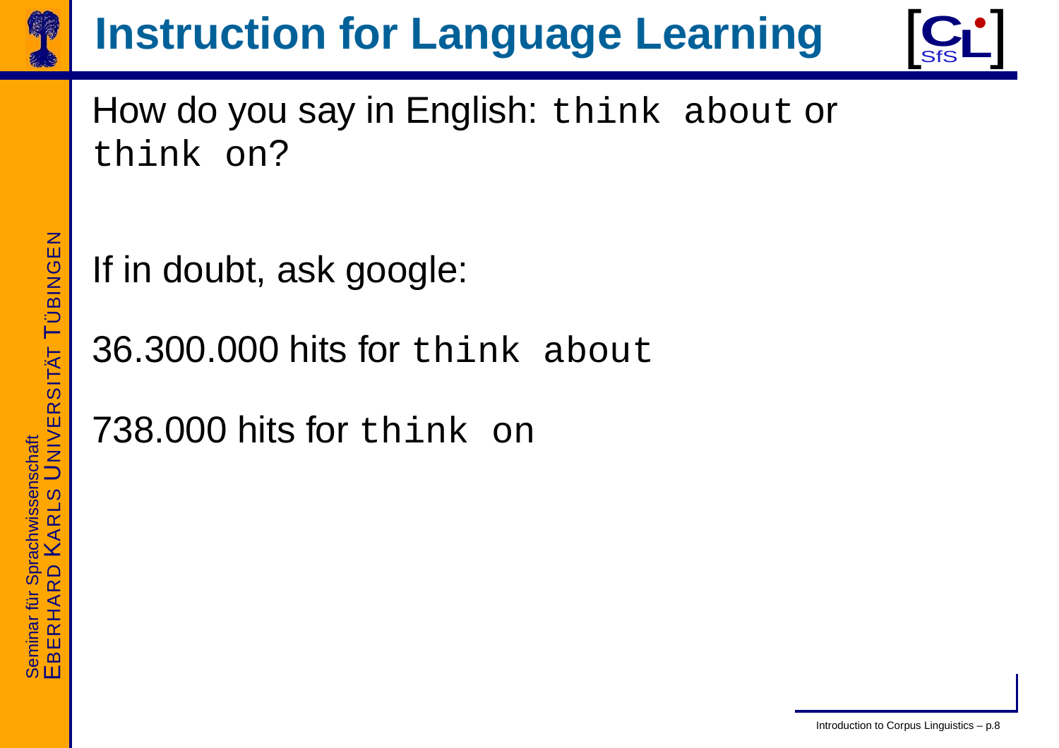# Instruction for Language Learning

How do you say in English: `think about` or `think on`?

If in doubt, ask google:

36.300.000 hits for `think about`

738.000 hits for `think on`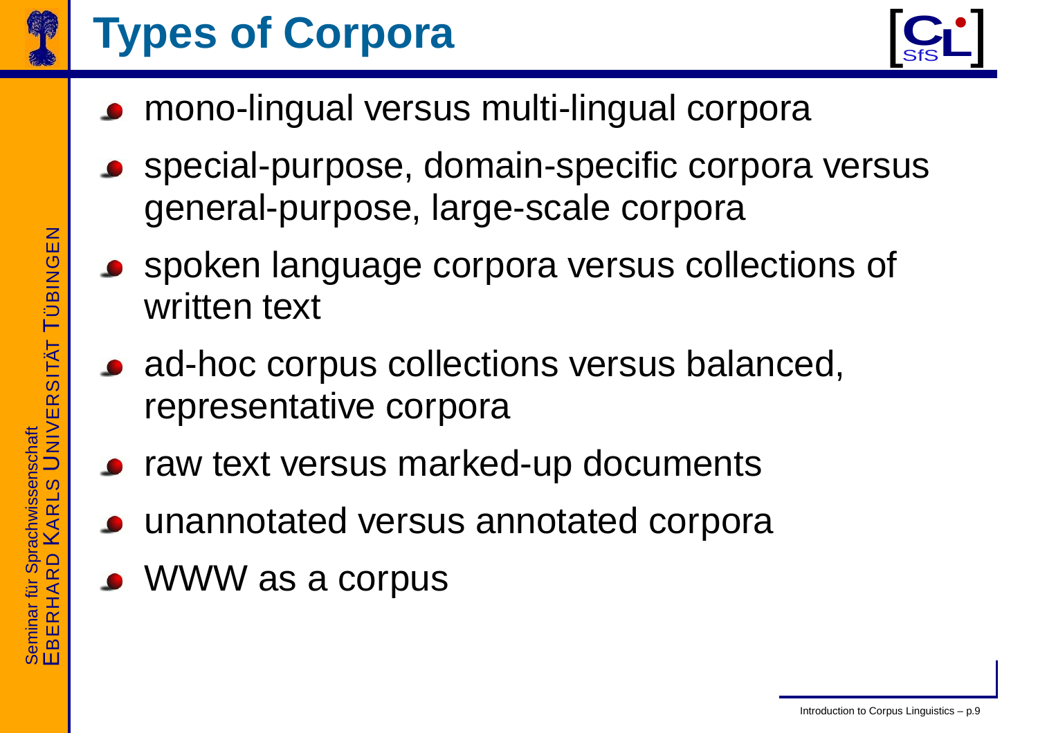# Types of Corpora

- mono-lingual versus multi-lingual corpora
- special-purpose, domain-specific corpora versus general-purpose, large-scale corpora
- spoken language corpora versus collections of written text
- ad-hoc corpus collections versus balanced, representative corpora
- raw text versus marked-up documents
- unannotated versus annotated corpora
- WWW as a corpus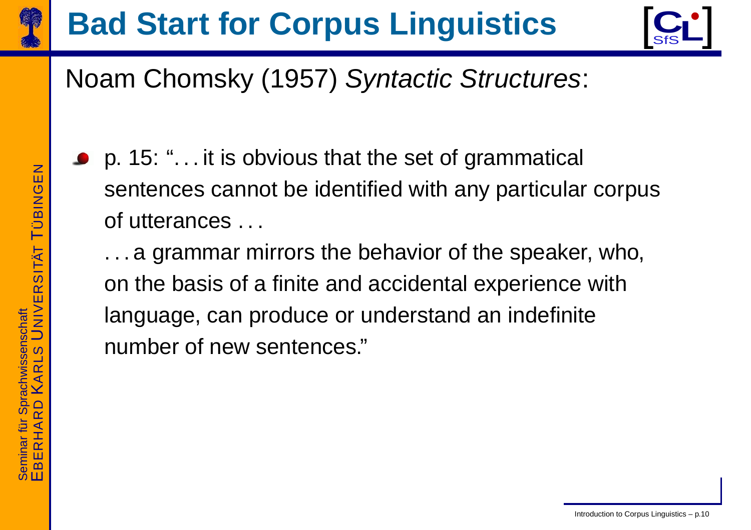# Bad Start for Corpus Linguistics

Noam Chomsky (1957) *Syntactic Structures*:

- p. 15: "... it is obvious that the set of grammatical sentences cannot be identified with any particular corpus of utterances ...

  ... a grammar mirrors the behavior of the speaker, who, on the basis of a finite and accidental experience with language, can produce or understand an indefinite number of new sentences."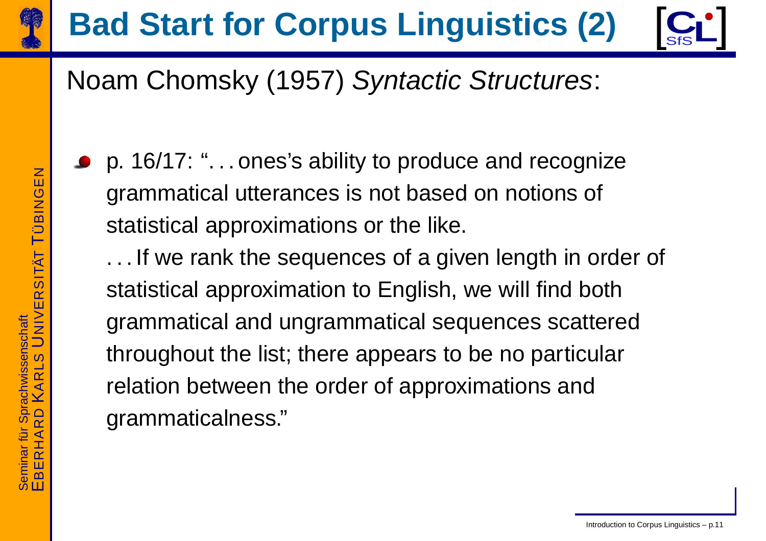# Bad Start for Corpus Linguistics (2)

Noam Chomsky (1957) *Syntactic Structures*:

- p. 16/17: "...ones's ability to produce and recognize grammatical utterances is not based on notions of statistical approximations or the like.

  ...If we rank the sequences of a given length in order of statistical approximation to English, we will find both grammatical and ungrammatical sequences scattered throughout the list; there appears to be no particular relation between the order of approximations and grammaticalness."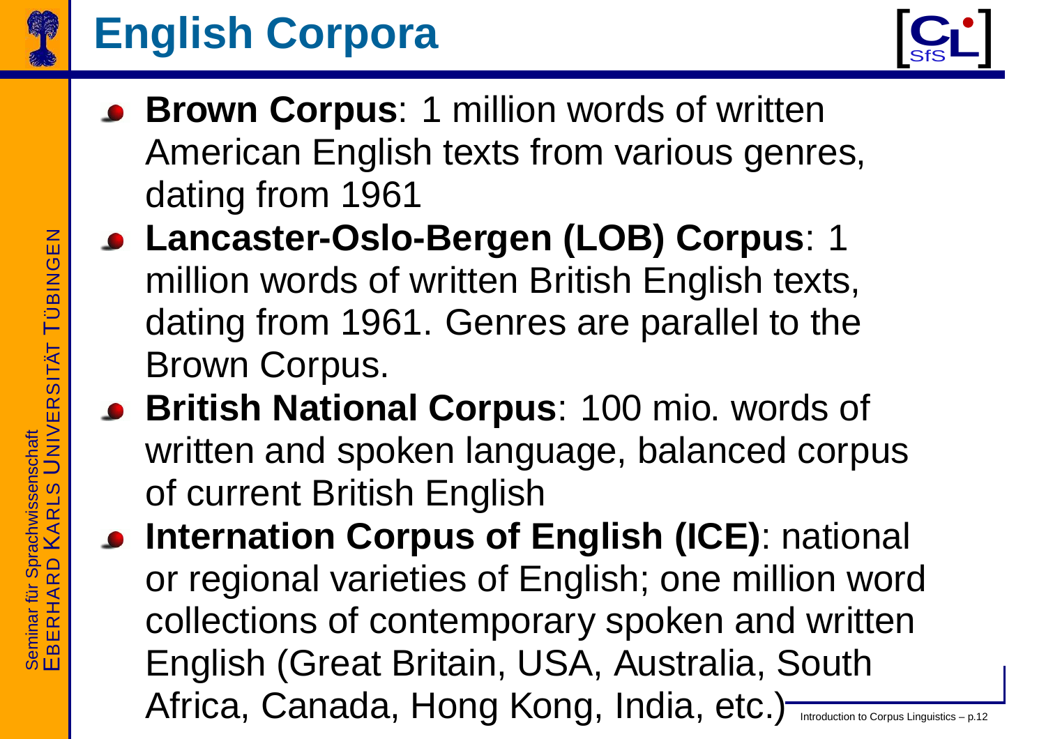# English Corpora

- **Brown Corpus**: 1 million words of written American English texts from various genres, dating from 1961
- **Lancaster-Oslo-Bergen (LOB) Corpus**: 1 million words of written British English texts, dating from 1961. Genres are parallel to the Brown Corpus.
- **British National Corpus**: 100 mio. words of written and spoken language, balanced corpus of current British English
- **Internation Corpus of English (ICE)**: national or regional varieties of English; one million word collections of contemporary spoken and written English (Great Britain, USA, Australia, South Africa, Canada, Hong Kong, India, etc.)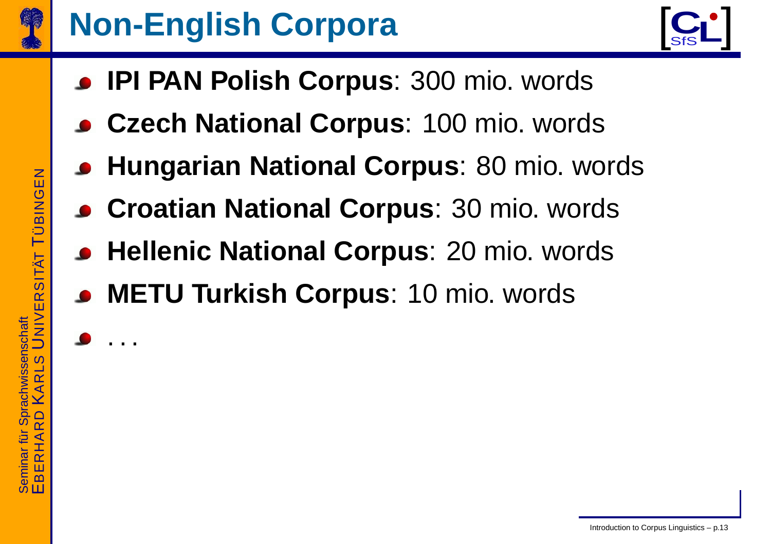# Non-English Corpora

- **IPI PAN Polish Corpus**: 300 mio. words
- **Czech National Corpus**: 100 mio. words
- **Hungarian National Corpus**: 80 mio. words
- **Croatian National Corpus**: 30 mio. words
- **Hellenic National Corpus**: 20 mio. words
- **METU Turkish Corpus**: 10 mio. words
- ...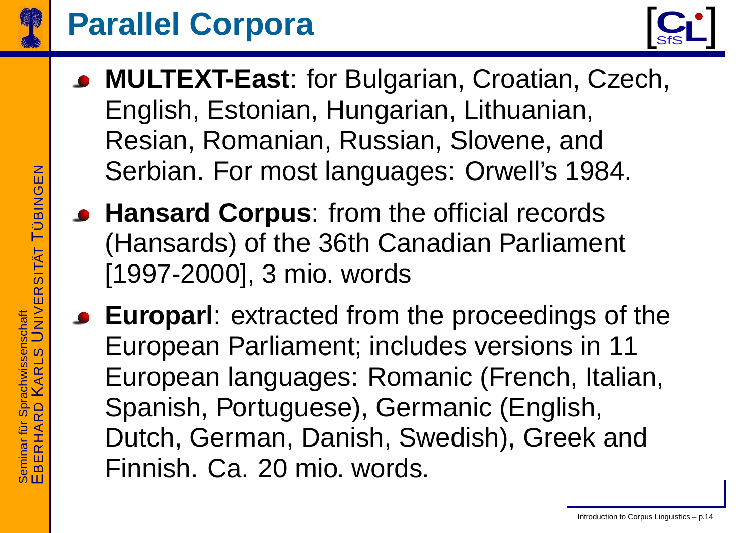# Parallel Corpora

- **MULTEXT-East**: for Bulgarian, Croatian, Czech, English, Estonian, Hungarian, Lithuanian, Resian, Romanian, Russian, Slovene, and Serbian. For most languages: Orwell's 1984.
- **Hansard Corpus**: from the official records (Hansards) of the 36th Canadian Parliament [1997-2000], 3 mio. words
- **Europarl**: extracted from the proceedings of the European Parliament; includes versions in 11 European languages: Romanic (French, Italian, Spanish, Portuguese), Germanic (English, Dutch, German, Danish, Swedish), Greek and Finnish. Ca. 20 mio. words.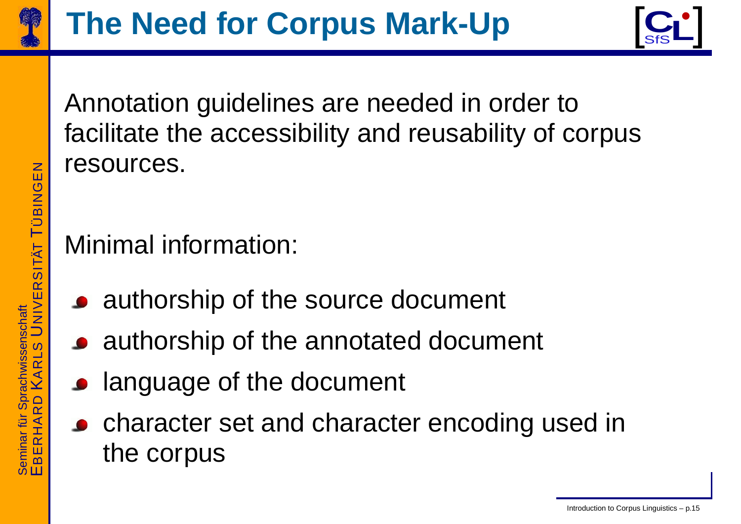# The Need for Corpus Mark-Up

Annotation guidelines are needed in order to facilitate the accessibility and reusability of corpus resources.

Minimal information:

- authorship of the source document
- authorship of the annotated document
- language of the document
- character set and character encoding used in the corpus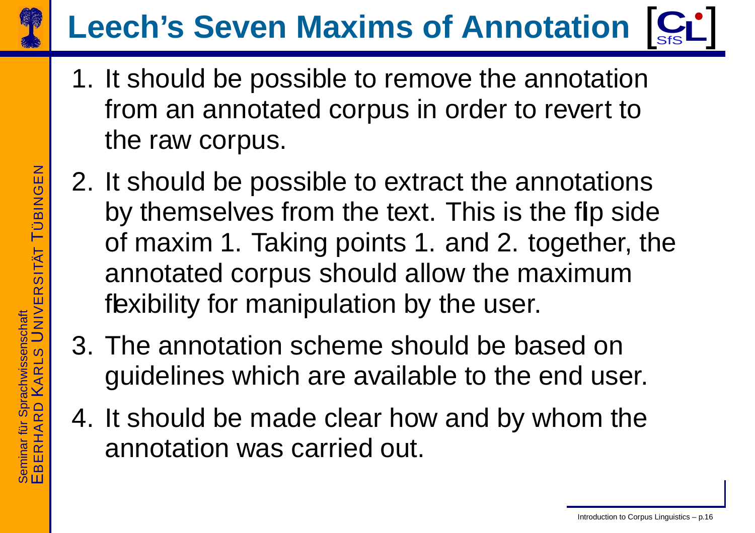# Leech's Seven Maxims of Annotation

1. It should be possible to remove the annotation from an annotated corpus in order to revert to the raw corpus.
2. It should be possible to extract the annotations by themselves from the text. This is the flip side of maxim 1. Taking points 1. and 2. together, the annotated corpus should allow the maximum flexibility for manipulation by the user.
3. The annotation scheme should be based on guidelines which are available to the end user.
4. It should be made clear how and by whom the annotation was carried out.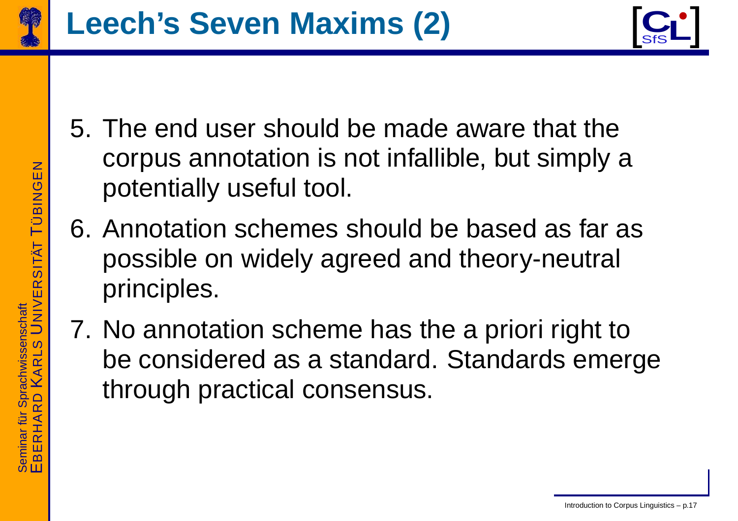# Leech's Seven Maxims (2)

5. The end user should be made aware that the corpus annotation is not infallible, but simply a potentially useful tool.
6. Annotation schemes should be based as far as possible on widely agreed and theory-neutral principles.
7. No annotation scheme has the a priori right to be considered as a standard. Standards emerge through practical consensus.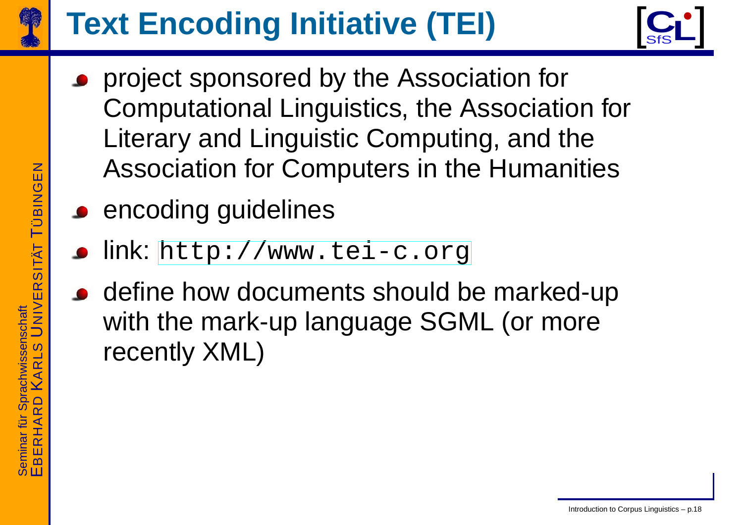# Text Encoding Initiative (TEI)

- project sponsored by the Association for Computational Linguistics, the Association for Literary and Linguistic Computing, and the Association for Computers in the Humanities
- encoding guidelines
- link: `http://www.tei-c.org`
- define how documents should be marked-up with the mark-up language SGML (or more recently XML)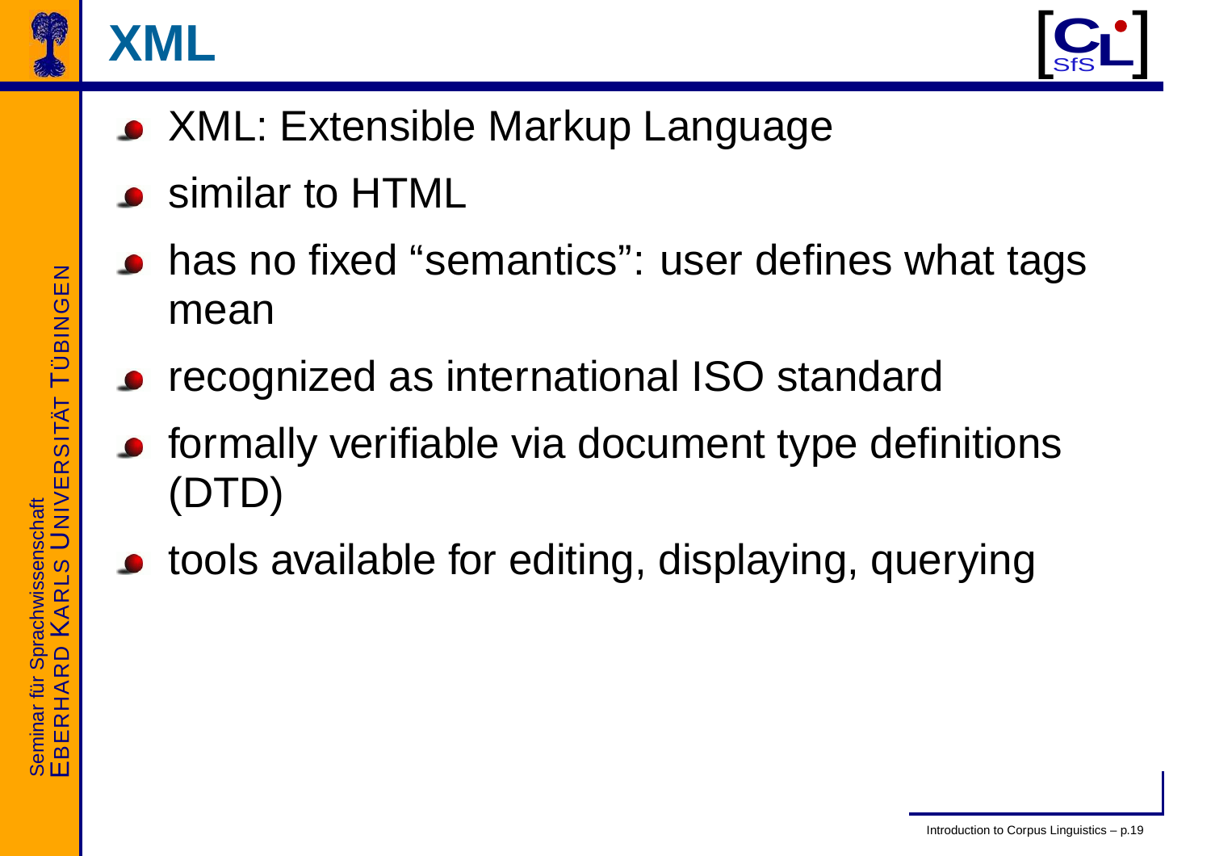# XML

- XML: Extensible Markup Language
- similar to HTML
- has no fixed “semantics”: user defines what tags mean
- recognized as international ISO standard
- formally verifiable via document type definitions (DTD)
- tools available for editing, displaying, querying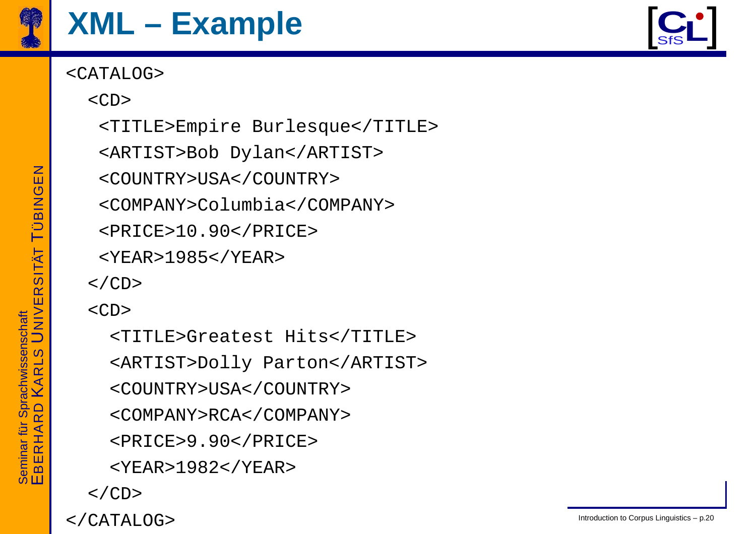# XML – Example

```
<CATALOG>
  <CD>
   <TITLE>Empire Burlesque</TITLE>
   <ARTIST>Bob Dylan</ARTIST>
   <COUNTRY>USA</COUNTRY>
   <COMPANY>Columbia</COMPANY>
   <PRICE>10.90</PRICE>
   <YEAR>1985</YEAR>
  </CD>
  <CD>
    <TITLE>Greatest Hits</TITLE>
    <ARTIST>Dolly Parton</ARTIST>
    <COUNTRY>USA</COUNTRY>
    <COMPANY>RCA</COMPANY>
    <PRICE>9.90</PRICE>
    <YEAR>1982</YEAR>
  </CD>
</CATALOG>
```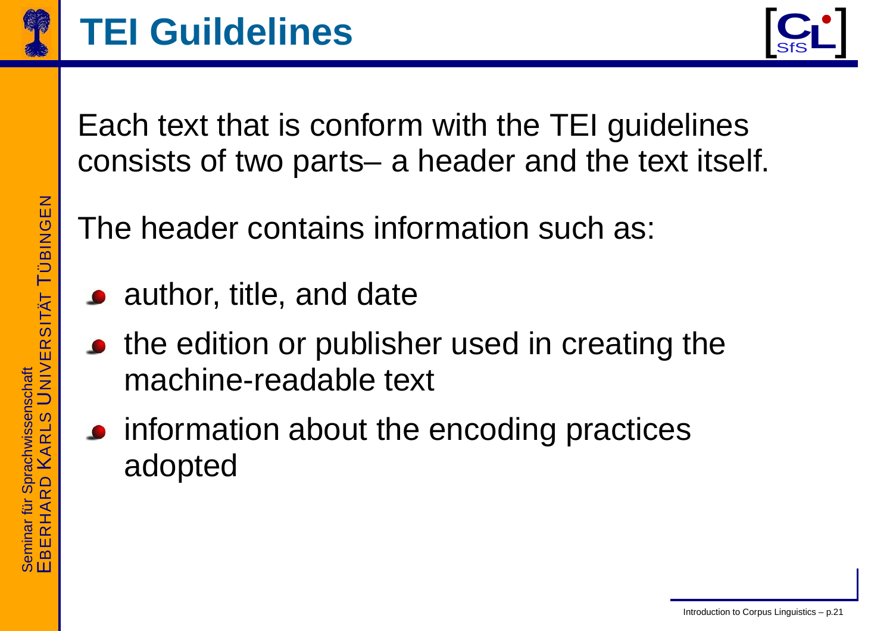# TEI Guildelines

Each text that is conform with the TEI guidelines consists of two parts– a header and the text itself.

The header contains information such as:

- author, title, and date
- the edition or publisher used in creating the machine-readable text
- information about the encoding practices adopted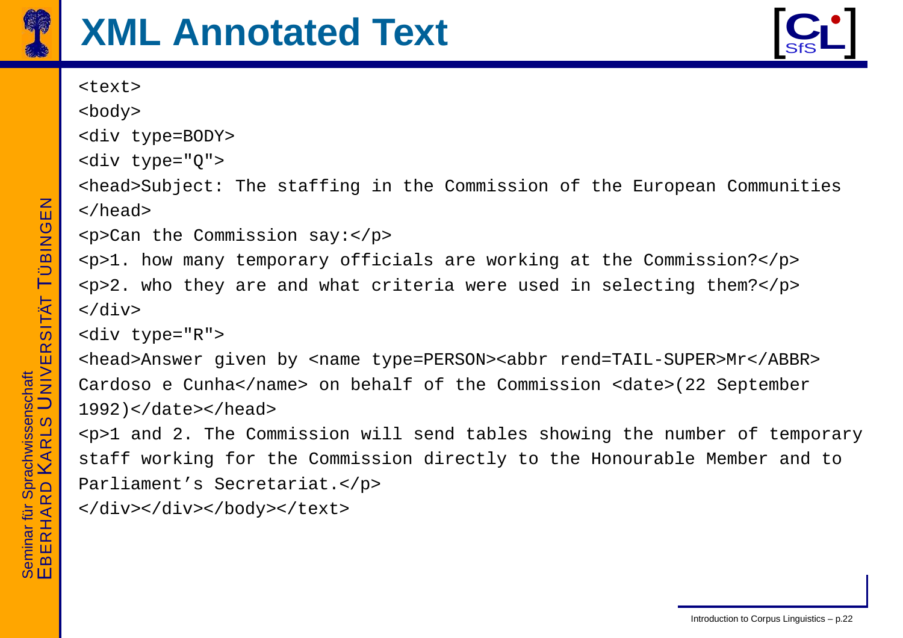# XML Annotated Text

```
<text>
<body>
<div type=BODY>
<div type="Q">
<head>Subject: The staffing in the Commission of the European Communities
</head>
<p>Can the Commission say:</p>
<p>1. how many temporary officials are working at the Commission?</p>
<p>2. who they are and what criteria were used in selecting them?</p>
</div>
<div type="R">
<head>Answer given by <name type=PERSON><abbr rend=TAIL-SUPER>Mr</ABBR>
Cardoso e Cunha</name> on behalf of the Commission <date>(22 September
1992)</date></head>
<p>1 and 2. The Commission will send tables showing the number of temporary
staff working for the Commission directly to the Honourable Member and to
Parliament's Secretariat.</p>
</div></div></body></text>
```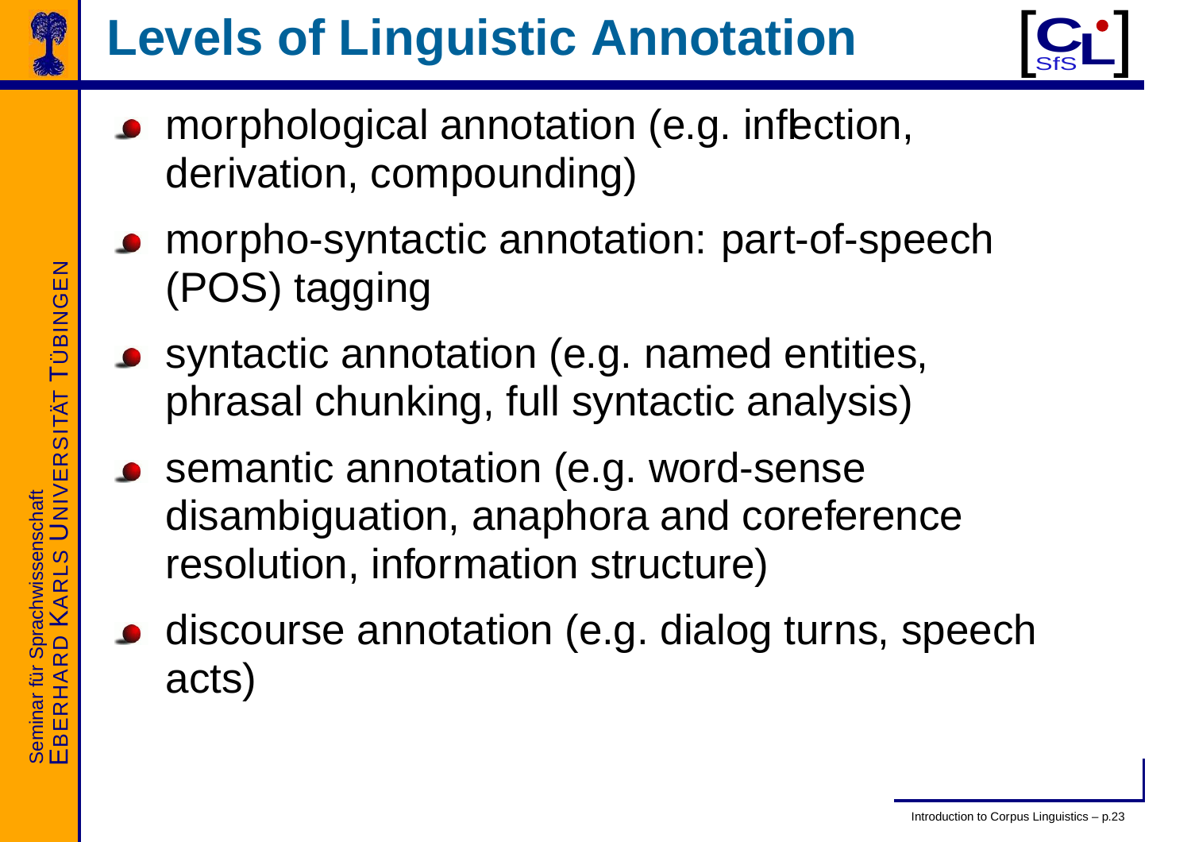# Levels of Linguistic Annotation

- morphological annotation (e.g. inflection, derivation, compounding)
- morpho-syntactic annotation: part-of-speech (POS) tagging
- syntactic annotation (e.g. named entities, phrasal chunking, full syntactic analysis)
- semantic annotation (e.g. word-sense disambiguation, anaphora and coreference resolution, information structure)
- discourse annotation (e.g. dialog turns, speech acts)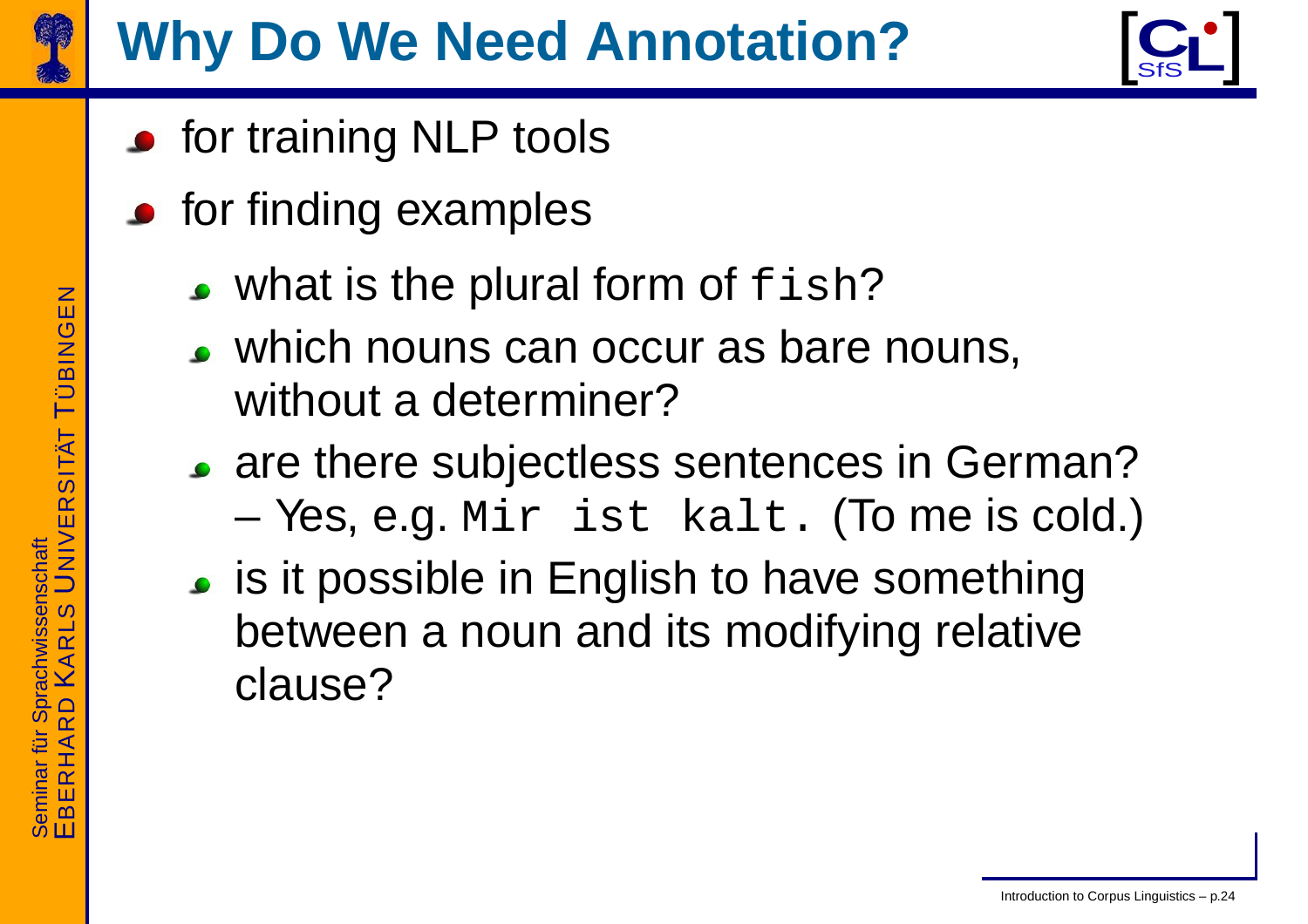# Why Do We Need Annotation?

- for training NLP tools
- for finding examples
  - what is the plural form of `fish`?
  - which nouns can occur as bare nouns, without a determiner?
  - are there subjectless sentences in German? – Yes, e.g. `Mir ist kalt.` (To me is cold.)
  - is it possible in English to have something between a noun and its modifying relative clause?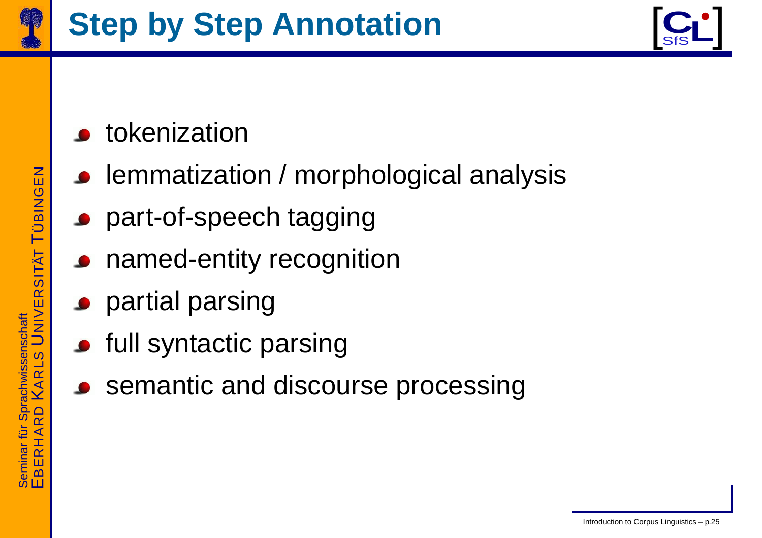# Step by Step Annotation

- tokenization
- lemmatization / morphological analysis
- part-of-speech tagging
- named-entity recognition
- partial parsing
- full syntactic parsing
- semantic and discourse processing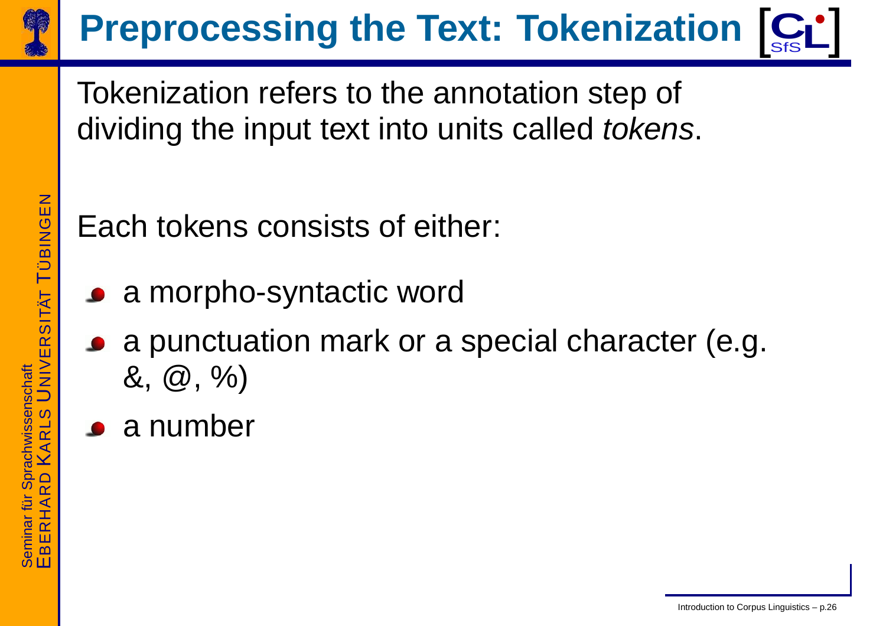# Preprocessing the Text: Tokenization

Tokenization refers to the annotation step of dividing the input text into units called *tokens*.

Each tokens consists of either:

- a morpho-syntactic word
- a punctuation mark or a special character (e.g. &, @, %)
- a number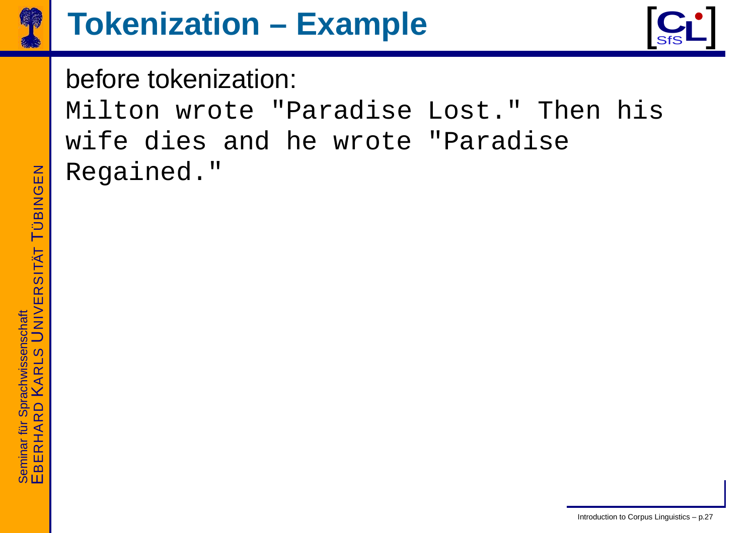# Tokenization – Example

before tokenization:

```
Milton wrote "Paradise Lost." Then his
wife dies and he wrote "Paradise
Regained."
```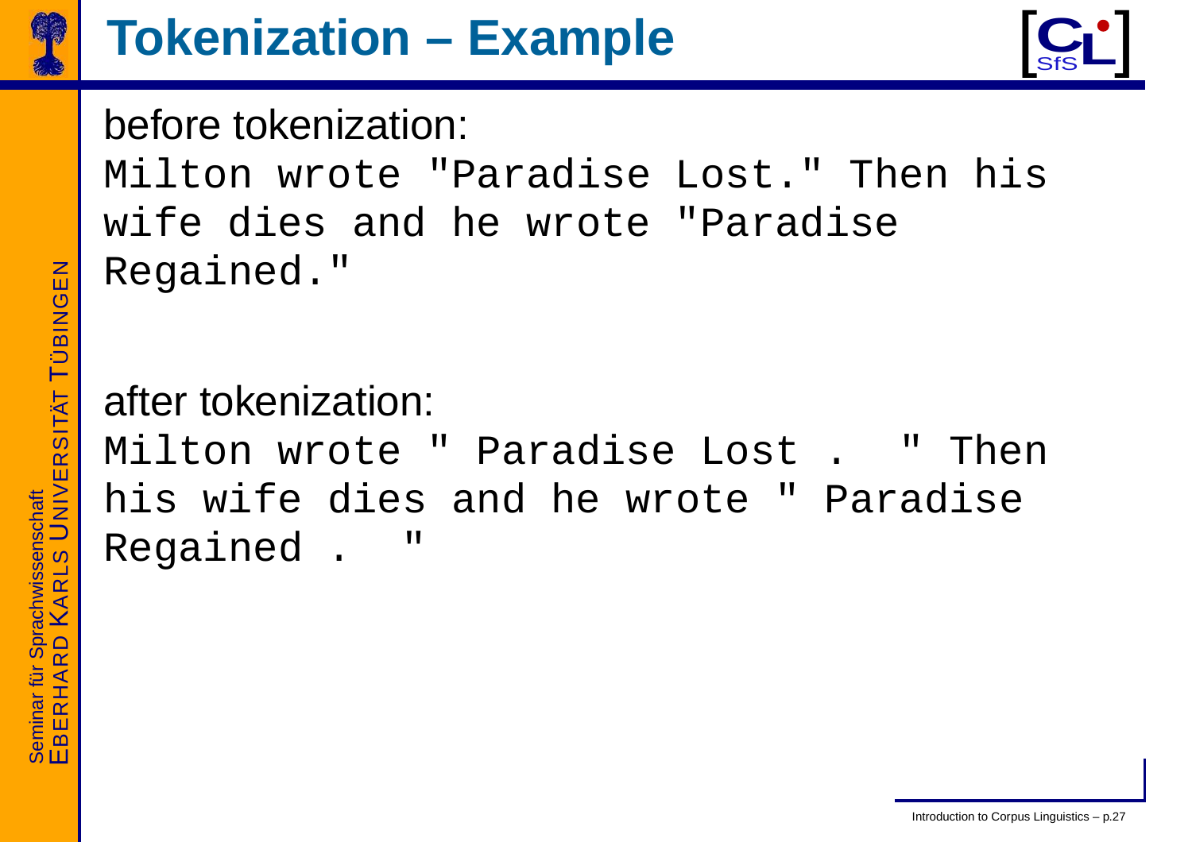# Tokenization – Example

before tokenization:

```
Milton wrote "Paradise Lost." Then his
wife dies and he wrote "Paradise
Regained."
```

after tokenization:

```
Milton wrote " Paradise Lost .  " Then
his wife dies and he wrote " Paradise
Regained .  "
```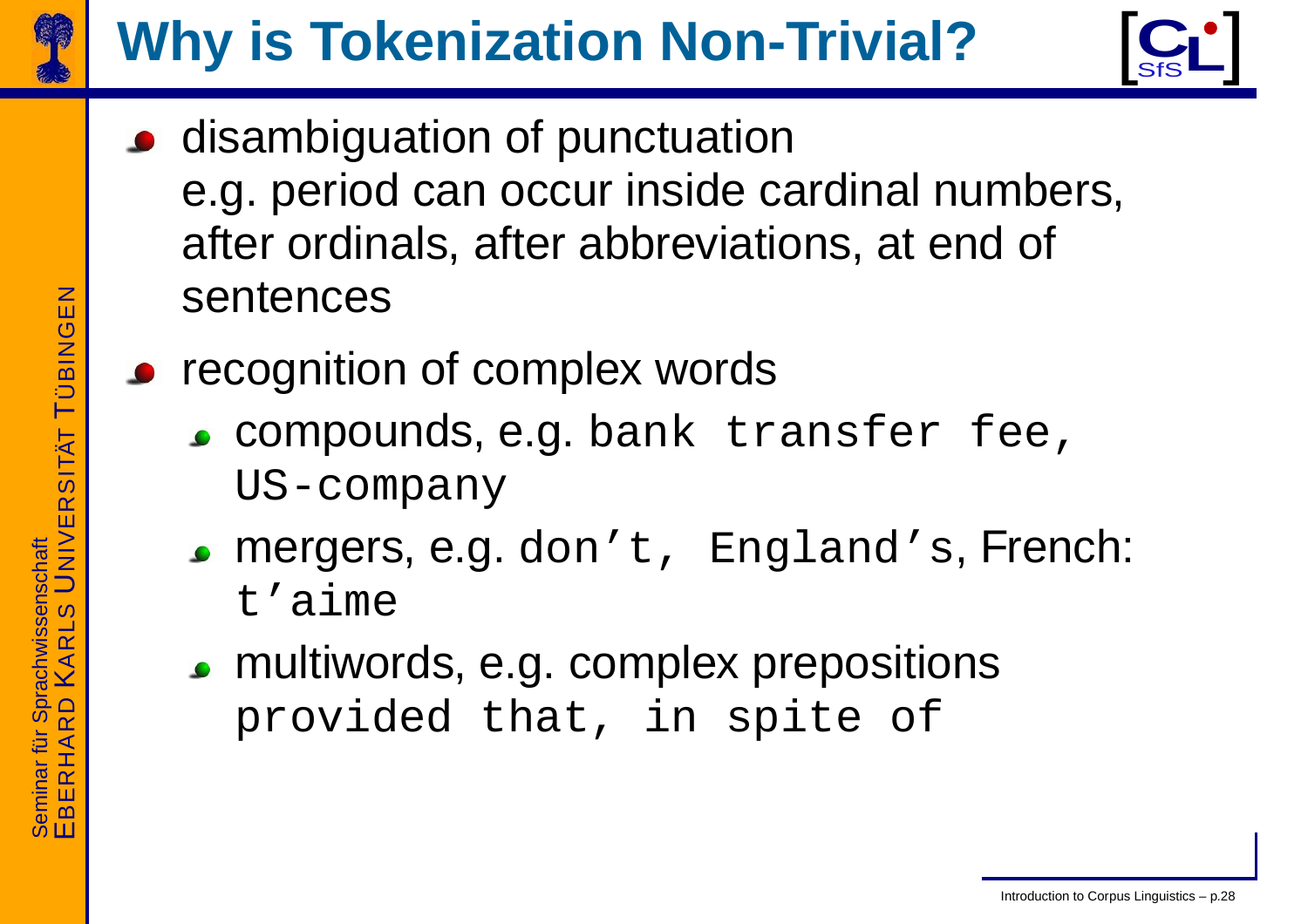# Why is Tokenization Non-Trivial?

- disambiguation of punctuation
  e.g. period can occur inside cardinal numbers, after ordinals, after abbreviations, at end of sentences
- recognition of complex words
  - compounds, e.g. `bank transfer fee, US-company`
  - mergers, e.g. `don’t, England’s`, French: `t’aime`
  - multiwords, e.g. complex prepositions `provided that, in spite of`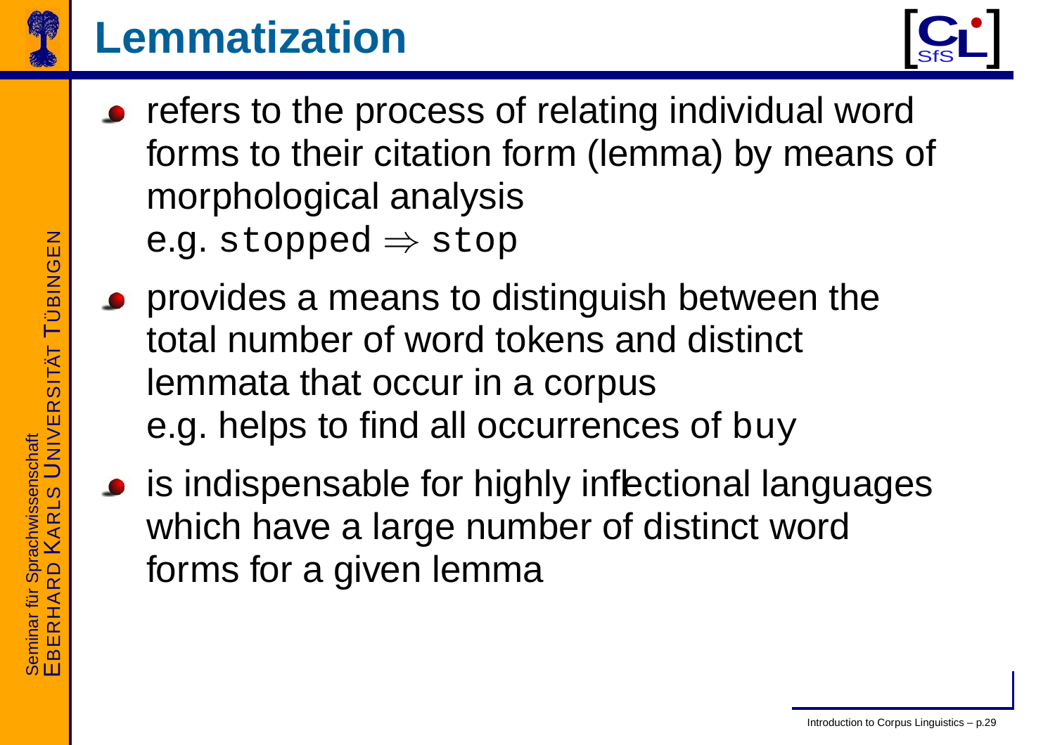# Lemmatization

- refers to the process of relating individual word forms to their citation form (lemma) by means of morphological analysis
  e.g. `stopped` $\Rightarrow$ `stop`
- provides a means to distinguish between the total number of word tokens and distinct lemmata that occur in a corpus
  e.g. helps to find all occurrences of `buy`
- is indispensable for highly inflectional languages which have a large number of distinct word forms for a given lemma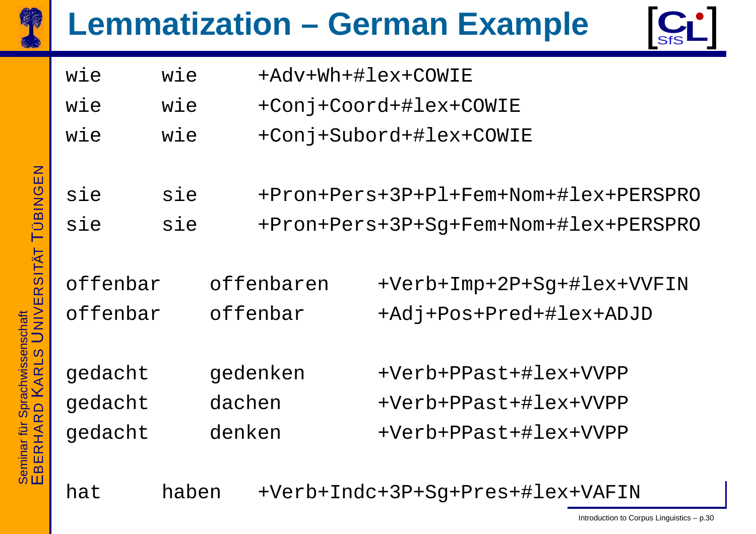# Lemmatization – German Example

```
wie       wie        +Adv+Wh+#lex+COWIE
wie       wie        +Conj+Coord+#lex+COWIE
wie       wie        +Conj+Subord+#lex+COWIE

sie       sie        +Pron+Pers+3P+Pl+Fem+Nom+#lex+PERSPRO
sie       sie        +Pron+Pers+3P+Sg+Fem+Nom+#lex+PERSPRO

offenbar     offenbaren     +Verb+Imp+2P+Sg+#lex+VVFIN
offenbar     offenbar       +Adj+Pos+Pred+#lex+ADJD

gedacht      gedenken       +Verb+PPast+#lex+VVPP
gedacht      dachen         +Verb+PPast+#lex+VVPP
gedacht      denken         +Verb+PPast+#lex+VVPP

hat       haben      +Verb+Indc+3P+Sg+Pres+#lex+VAFIN
```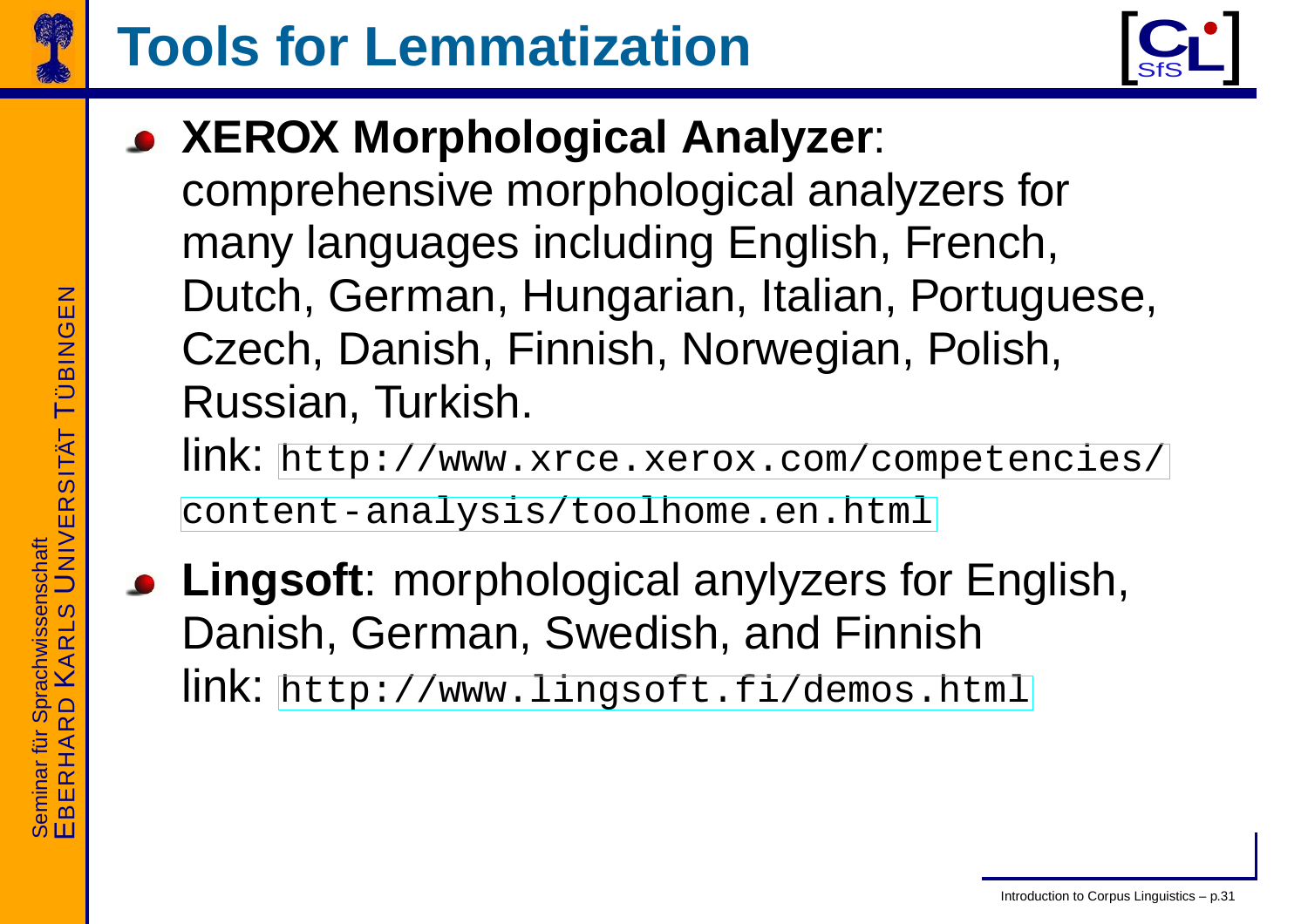# Tools for Lemmatization

- **XEROX Morphological Analyzer**: comprehensive morphological analyzers for many languages including English, French, Dutch, German, Hungarian, Italian, Portuguese, Czech, Danish, Finnish, Norwegian, Polish, Russian, Turkish.
  link: `http://www.xrce.xerox.com/competencies/content-analysis/toolhome.en.html`
- **Lingsoft**: morphological anylyzers for English, Danish, German, Swedish, and Finnish
  link: `http://www.lingsoft.fi/demos.html`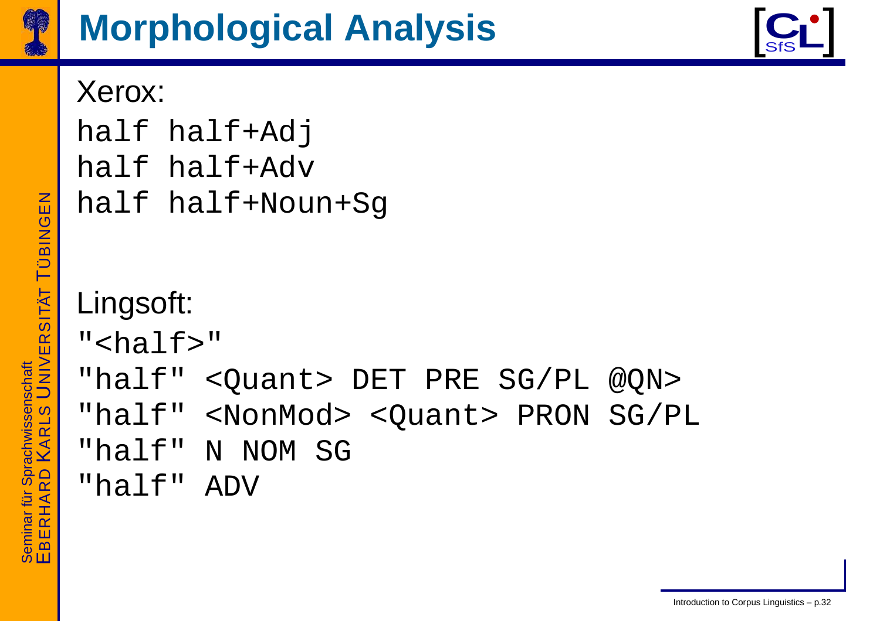# Morphological Analysis

Xerox:

```
half half+Adj
half half+Adv
half half+Noun+Sg
```

Lingsoft:

```
"<half>"
"half" <Quant> DET PRE SG/PL @QN>
"half" <NonMod> <Quant> PRON SG/PL
"half" N NOM SG
"half" ADV
```